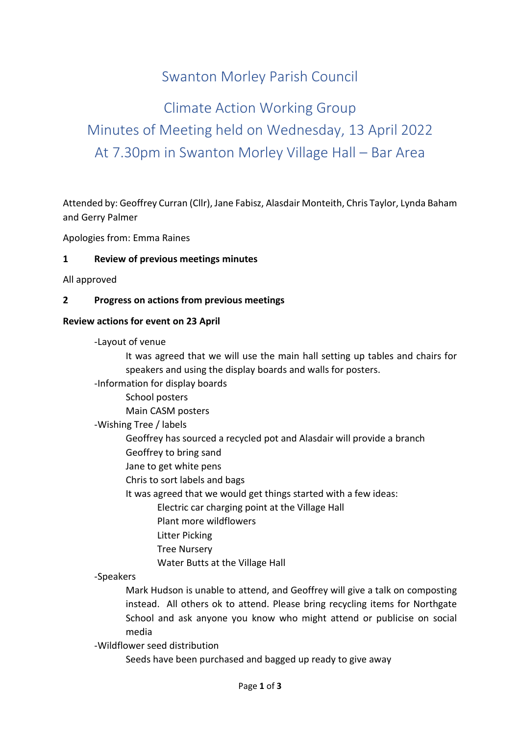# Swanton Morley Parish Council

## Climate Action Working Group
## Minutes of Meeting held on Wednesday, 13 April 2022
## At 7.30pm in Swanton Morley Village Hall – Bar Area

Attended by: Geoffrey Curran (Cllr), Jane Fabisz, Alasdair Monteith, Chris Taylor, Lynda Baham and Gerry Palmer

Apologies from: Emma Raines

**1 Review of previous meetings minutes**

All approved

**2 Progress on actions from previous meetings**

**Review actions for event on 23 April**

- -Layout of venue
  - It was agreed that we will use the main hall setting up tables and chairs for speakers and using the display boards and walls for posters.
- -Information for display boards
  - School posters
  - Main CASM posters
- -Wishing Tree / labels
  - Geoffrey has sourced a recycled pot and Alasdair will provide a branch
  - Geoffrey to bring sand
  - Jane to get white pens
  - Chris to sort labels and bags
  - It was agreed that we would get things started with a few ideas:
    - Electric car charging point at the Village Hall
    - Plant more wildflowers
    - Litter Picking
    - Tree Nursery
    - Water Butts at the Village Hall
- -Speakers
  - Mark Hudson is unable to attend, and Geoffrey will give a talk on composting instead. All others ok to attend. Please bring recycling items for Northgate School and ask anyone you know who might attend or publicise on social media
- -Wildflower seed distribution
  - Seeds have been purchased and bagged up ready to give away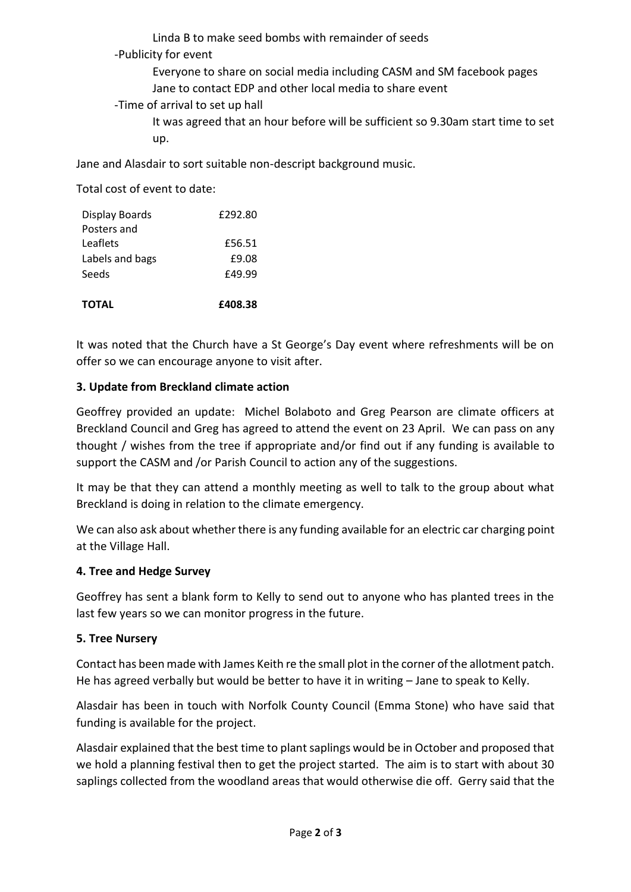Linda B to make seed bombs with remainder of seeds

-Publicity for event

Everyone to share on social media including CASM and SM facebook pages

Jane to contact EDP and other local media to share event

-Time of arrival to set up hall

It was agreed that an hour before will be sufficient so 9.30am start time to set up.

Jane and Alasdair to sort suitable non-descript background music.

Total cost of event to date:

| | |
|---|---|
| Display Boards | £292.80 |
| Posters and Leaflets | £56.51 |
| Labels and bags | £9.08 |
| Seeds | £49.99 |
| **TOTAL** | **£408.38** |

It was noted that the Church have a St George's Day event where refreshments will be on offer so we can encourage anyone to visit after.

### 3. Update from Breckland climate action

Geoffrey provided an update: Michel Bolaboto and Greg Pearson are climate officers at Breckland Council and Greg has agreed to attend the event on 23 April. We can pass on any thought / wishes from the tree if appropriate and/or find out if any funding is available to support the CASM and /or Parish Council to action any of the suggestions.

It may be that they can attend a monthly meeting as well to talk to the group about what Breckland is doing in relation to the climate emergency.

We can also ask about whether there is any funding available for an electric car charging point at the Village Hall.

### 4. Tree and Hedge Survey

Geoffrey has sent a blank form to Kelly to send out to anyone who has planted trees in the last few years so we can monitor progress in the future.

### 5. Tree Nursery

Contact has been made with James Keith re the small plot in the corner of the allotment patch. He has agreed verbally but would be better to have it in writing – Jane to speak to Kelly.

Alasdair has been in touch with Norfolk County Council (Emma Stone) who have said that funding is available for the project.

Alasdair explained that the best time to plant saplings would be in October and proposed that we hold a planning festival then to get the project started. The aim is to start with about 30 saplings collected from the woodland areas that would otherwise die off. Gerry said that the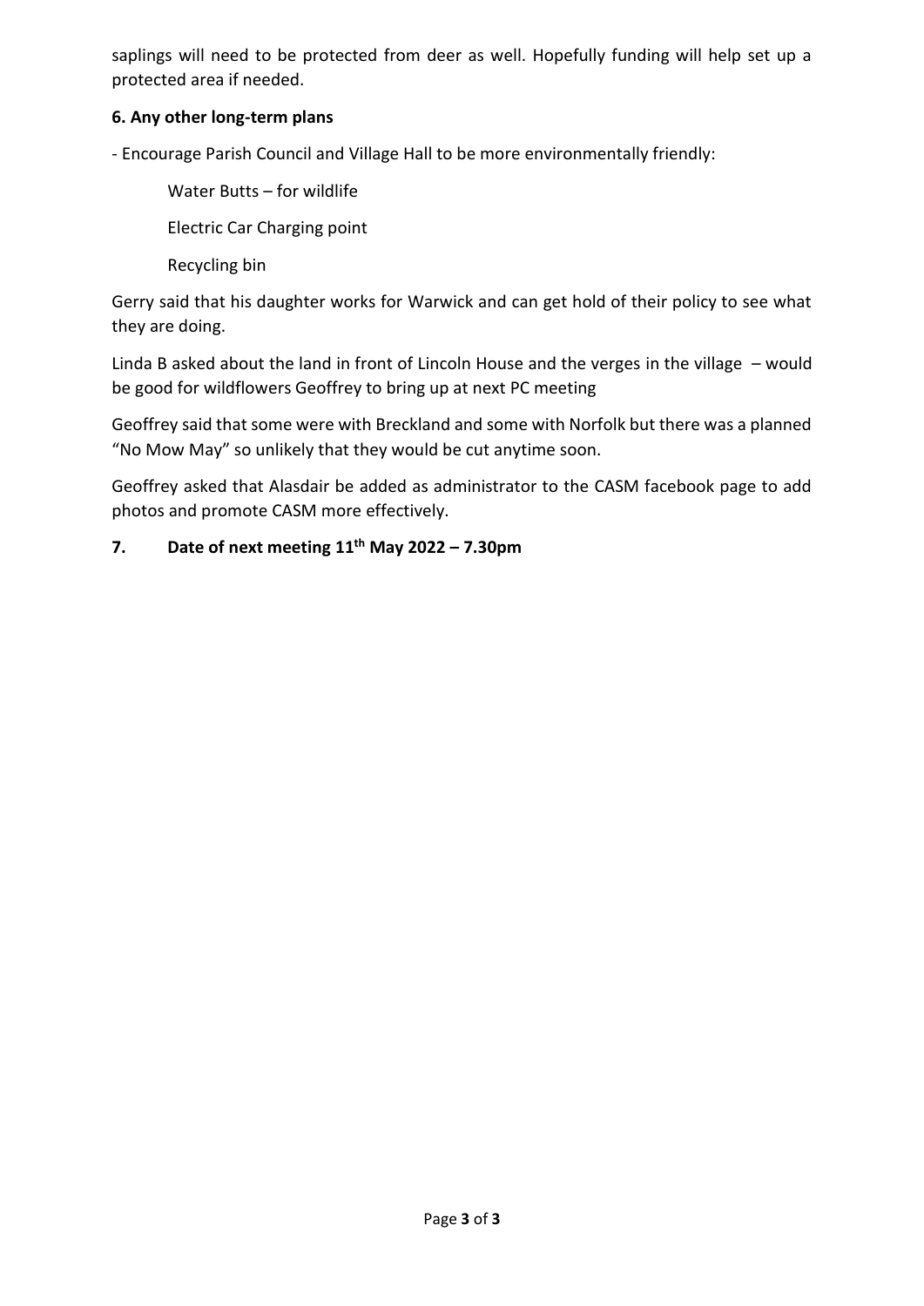saplings will need to be protected from deer as well. Hopefully funding will help set up a protected area if needed.

**6. Any other long-term plans**

- Encourage Parish Council and Village Hall to be more environmentally friendly:

  Water Butts – for wildlife

  Electric Car Charging point

  Recycling bin

Gerry said that his daughter works for Warwick and can get hold of their policy to see what they are doing.

Linda B asked about the land in front of Lincoln House and the verges in the village – would be good for wildflowers Geoffrey to bring up at next PC meeting

Geoffrey said that some were with Breckland and some with Norfolk but there was a planned "No Mow May" so unlikely that they would be cut anytime soon.

Geoffrey asked that Alasdair be added as administrator to the CASM facebook page to add photos and promote CASM more effectively.

**7. Date of next meeting 11th May 2022 – 7.30pm**